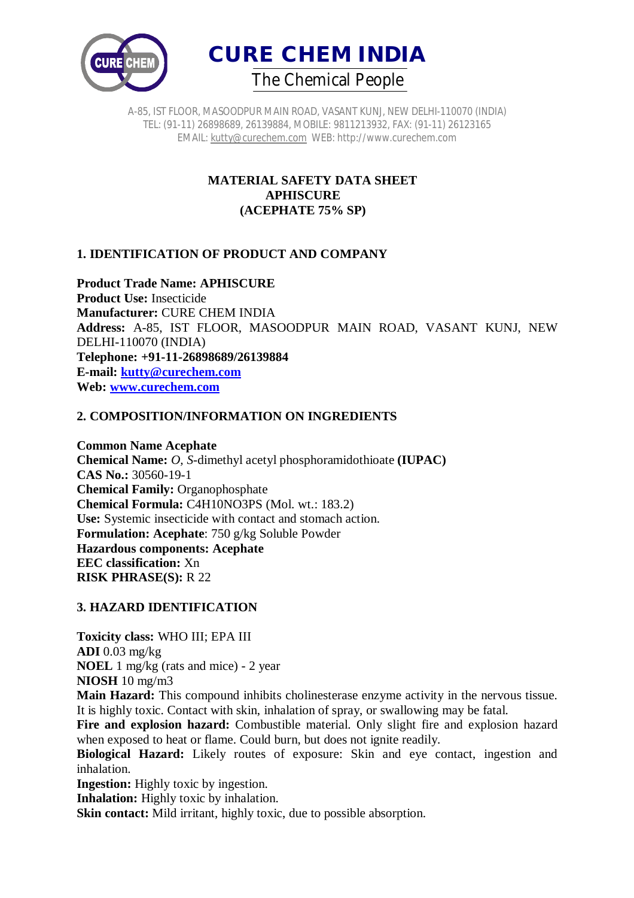# CURE CHEM INDIA

The Chemical People

A-85, IST FLOOR, MASOODPUR MAIN ROAD, VASANT KUNJ, NEW DELHI-110070 (INDIA)
TEL: (91-11) 26898689, 26139884, MOBILE: 9811213932, FAX: (91-11) 26123165
EMAIL: kutty@curechem.com WEB: http://www.curechem.com

**MATERIAL SAFETY DATA SHEET**
**APHISCURE**
**(ACEPHATE 75% SP)**

## 1. IDENTIFICATION OF PRODUCT AND COMPANY

**Product Trade Name: APHISCURE**
**Product Use:** Insecticide
**Manufacturer:** CURE CHEM INDIA
**Address:** A-85, IST FLOOR, MASOODPUR MAIN ROAD, VASANT KUNJ, NEW DELHI-110070 (INDIA)
**Telephone: +91-11-26898689/26139884**
**E-mail: kutty@curechem.com**
**Web: www.curechem.com**

## 2. COMPOSITION/INFORMATION ON INGREDIENTS

**Common Name Acephate**
**Chemical Name:** *O, S*-dimethyl acetyl phosphoramidothioate **(IUPAC)**
**CAS No.:** 30560-19-1
**Chemical Family:** Organophosphate
**Chemical Formula:** $C_4H_{10}NO_3PS$ (Mol. wt.: 183.2)
**Use:** Systemic insecticide with contact and stomach action.
**Formulation: Acephate**: 750 g/kg Soluble Powder
**Hazardous components: Acephate**
**EEC classification:** Xn
**RISK PHRASE(S):** R 22

## 3. HAZARD IDENTIFICATION

**Toxicity class:** WHO III; EPA III
**ADI** 0.03 mg/kg
**NOEL** 1 mg/kg (rats and mice) - 2 year
**NIOSH** 10 mg/m3
**Main Hazard:** This compound inhibits cholinesterase enzyme activity in the nervous tissue. It is highly toxic. Contact with skin, inhalation of spray, or swallowing may be fatal.
**Fire and explosion hazard:** Combustible material. Only slight fire and explosion hazard when exposed to heat or flame. Could burn, but does not ignite readily.
**Biological Hazard:** Likely routes of exposure: Skin and eye contact, ingestion and inhalation.
**Ingestion:** Highly toxic by ingestion.
**Inhalation:** Highly toxic by inhalation.
**Skin contact:** Mild irritant, highly toxic, due to possible absorption.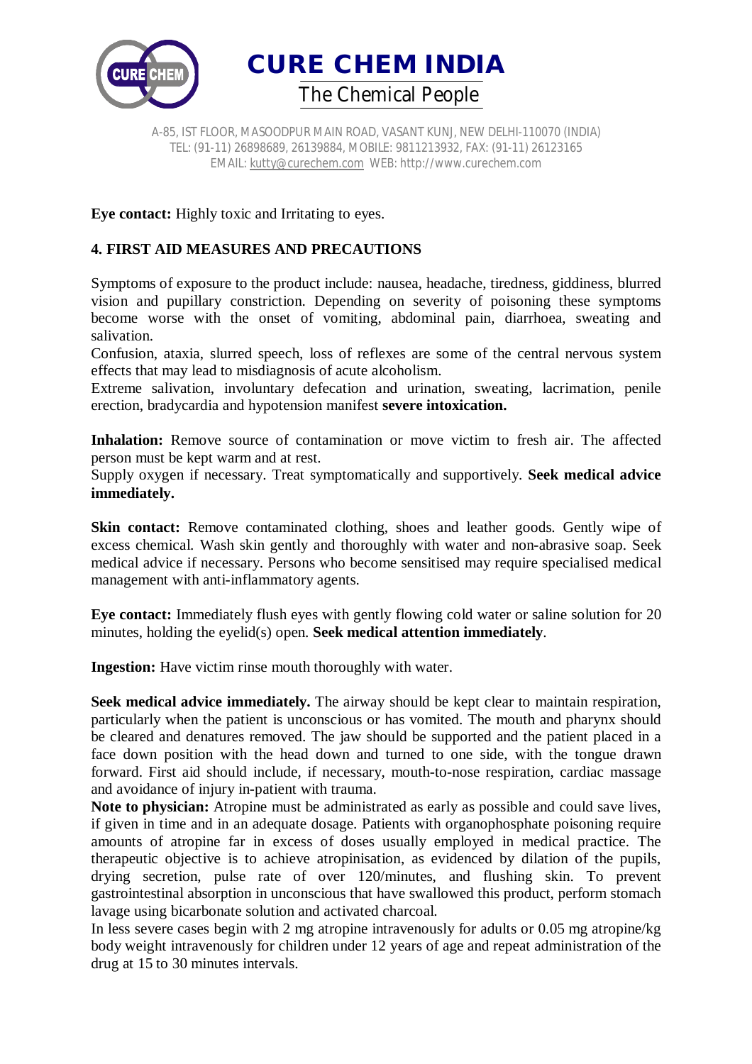**Eye contact:** Highly toxic and Irritating to eyes.

## 4. FIRST AID MEASURES AND PRECAUTIONS

Symptoms of exposure to the product include: nausea, headache, tiredness, giddiness, blurred vision and pupillary constriction. Depending on severity of poisoning these symptoms become worse with the onset of vomiting, abdominal pain, diarrhoea, sweating and salivation.
Confusion, ataxia, slurred speech, loss of reflexes are some of the central nervous system effects that may lead to misdiagnosis of acute alcoholism.
Extreme salivation, involuntary defecation and urination, sweating, lacrimation, penile erection, bradycardia and hypotension manifest **severe intoxication.**

**Inhalation:** Remove source of contamination or move victim to fresh air. The affected person must be kept warm and at rest.
Supply oxygen if necessary. Treat symptomatically and supportively. **Seek medical advice immediately.**

**Skin contact:** Remove contaminated clothing, shoes and leather goods. Gently wipe of excess chemical. Wash skin gently and thoroughly with water and non-abrasive soap. Seek medical advice if necessary. Persons who become sensitised may require specialised medical management with anti-inflammatory agents.

**Eye contact:** Immediately flush eyes with gently flowing cold water or saline solution for 20 minutes, holding the eyelid(s) open. **Seek medical attention immediately**.

**Ingestion:** Have victim rinse mouth thoroughly with water.

**Seek medical advice immediately.** The airway should be kept clear to maintain respiration, particularly when the patient is unconscious or has vomited. The mouth and pharynx should be cleared and denatures removed. The jaw should be supported and the patient placed in a face down position with the head down and turned to one side, with the tongue drawn forward. First aid should include, if necessary, mouth-to-nose respiration, cardiac massage and avoidance of injury in-patient with trauma.
**Note to physician:** Atropine must be administrated as early as possible and could save lives, if given in time and in an adequate dosage. Patients with organophosphate poisoning require amounts of atropine far in excess of doses usually employed in medical practice. The therapeutic objective is to achieve atropinisation, as evidenced by dilation of the pupils, drying secretion, pulse rate of over 120/minutes, and flushing skin. To prevent gastrointestinal absorption in unconscious that have swallowed this product, perform stomach lavage using bicarbonate solution and activated charcoal.
In less severe cases begin with 2 mg atropine intravenously for adults or 0.05 mg atropine/kg body weight intravenously for children under 12 years of age and repeat administration of the drug at 15 to 30 minutes intervals.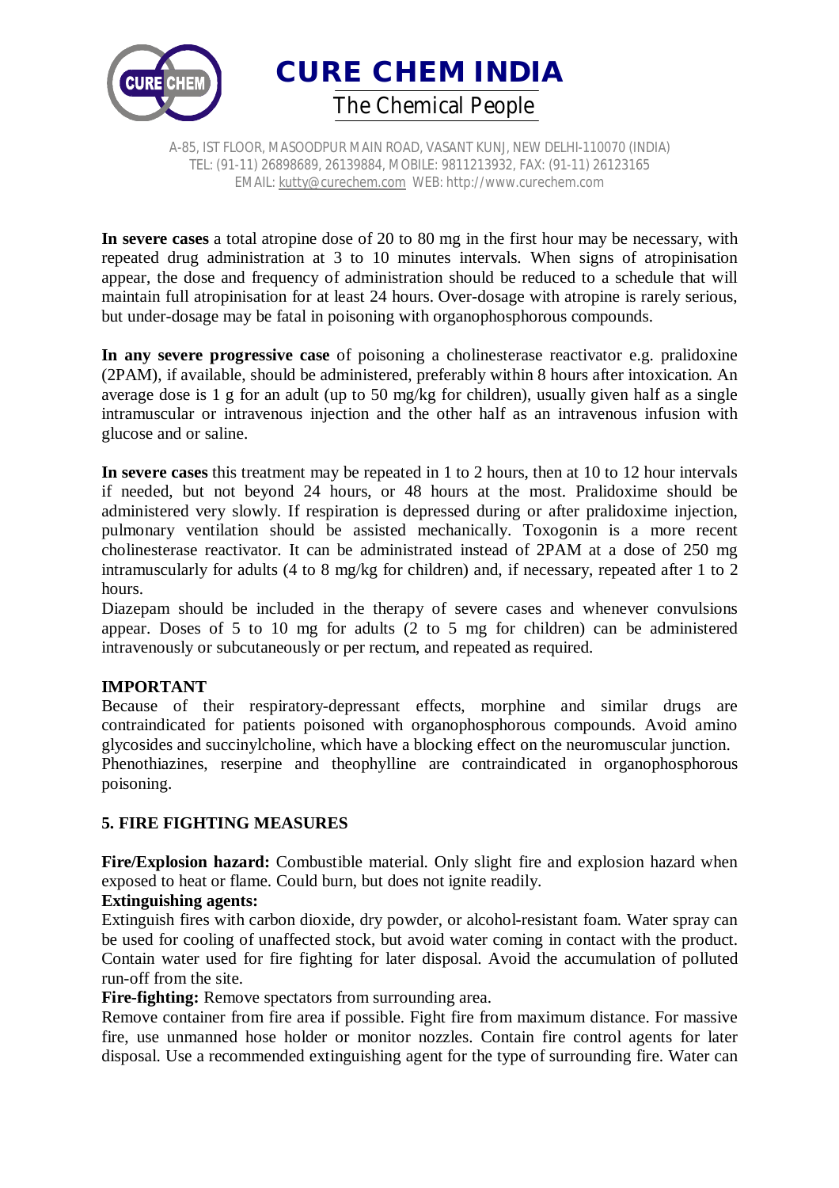**In severe cases** a total atropine dose of 20 to 80 mg in the first hour may be necessary, with repeated drug administration at 3 to 10 minutes intervals. When signs of atropinisation appear, the dose and frequency of administration should be reduced to a schedule that will maintain full atropinisation for at least 24 hours. Over-dosage with atropine is rarely serious, but under-dosage may be fatal in poisoning with organophosphorous compounds.

**In any severe progressive case** of poisoning a cholinesterase reactivator e.g. pralidoxine (2PAM), if available, should be administered, preferably within 8 hours after intoxication. An average dose is 1 g for an adult (up to 50 mg/kg for children), usually given half as a single intramuscular or intravenous injection and the other half as an intravenous infusion with glucose and or saline.

**In severe cases** this treatment may be repeated in 1 to 2 hours, then at 10 to 12 hour intervals if needed, but not beyond 24 hours, or 48 hours at the most. Pralidoxime should be administered very slowly. If respiration is depressed during or after pralidoxime injection, pulmonary ventilation should be assisted mechanically. Toxogonin is a more recent cholinesterase reactivator. It can be administrated instead of 2PAM at a dose of 250 mg intramuscularly for adults (4 to 8 mg/kg for children) and, if necessary, repeated after 1 to 2 hours.

Diazepam should be included in the therapy of severe cases and whenever convulsions appear. Doses of 5 to 10 mg for adults (2 to 5 mg for children) can be administered intravenously or subcutaneously or per rectum, and repeated as required.

**IMPORTANT**

Because of their respiratory-depressant effects, morphine and similar drugs are contraindicated for patients poisoned with organophosphorous compounds. Avoid amino glycosides and succinylcholine, which have a blocking effect on the neuromuscular junction. Phenothiazines, reserpine and theophylline are contraindicated in organophosphorous poisoning.

## 5. FIRE FIGHTING MEASURES

**Fire/Explosion hazard:** Combustible material. Only slight fire and explosion hazard when exposed to heat or flame. Could burn, but does not ignite readily.

**Extinguishing agents:**

Extinguish fires with carbon dioxide, dry powder, or alcohol-resistant foam. Water spray can be used for cooling of unaffected stock, but avoid water coming in contact with the product. Contain water used for fire fighting for later disposal. Avoid the accumulation of polluted run-off from the site.

**Fire-fighting:** Remove spectators from surrounding area.

Remove container from fire area if possible. Fight fire from maximum distance. For massive fire, use unmanned hose holder or monitor nozzles. Contain fire control agents for later disposal. Use a recommended extinguishing agent for the type of surrounding fire. Water can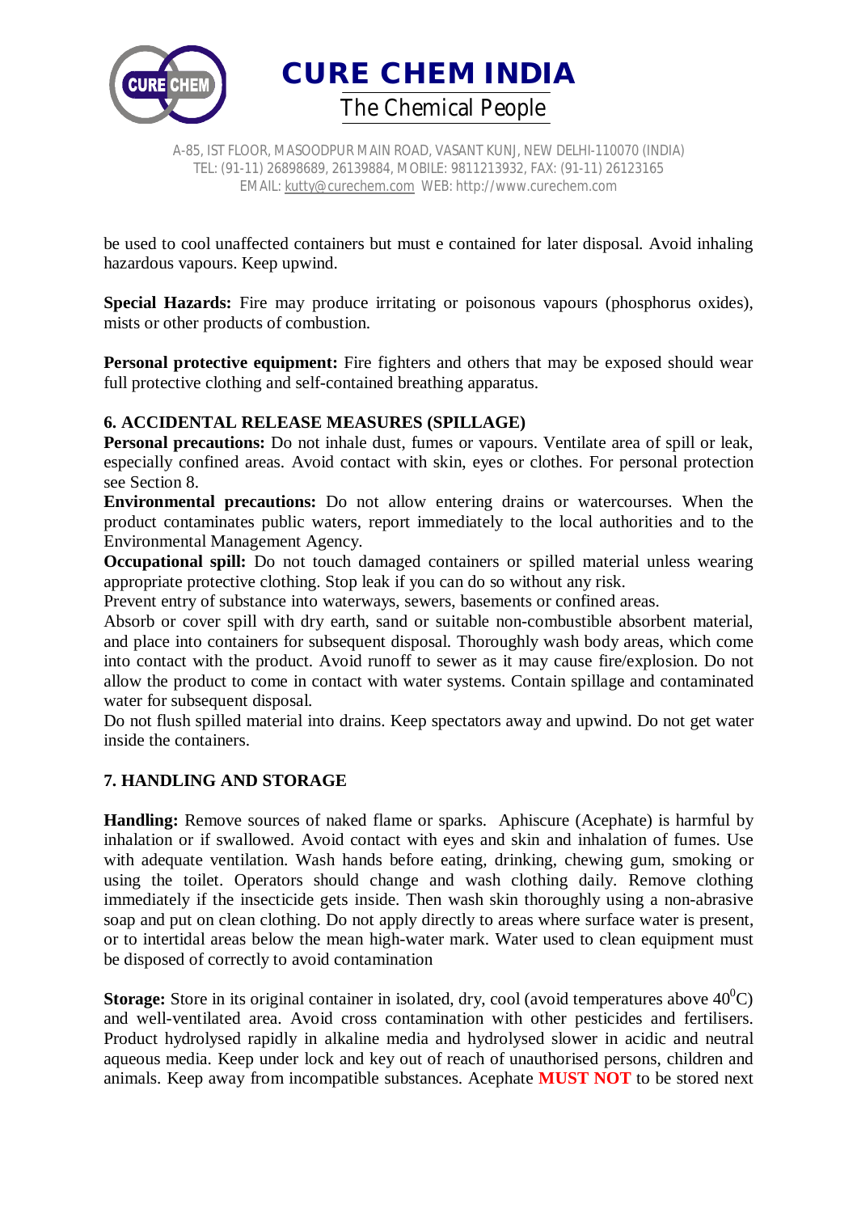be used to cool unaffected containers but must e contained for later disposal. Avoid inhaling hazardous vapours. Keep upwind.

**Special Hazards:** Fire may produce irritating or poisonous vapours (phosphorus oxides), mists or other products of combustion.

**Personal protective equipment:** Fire fighters and others that may be exposed should wear full protective clothing and self-contained breathing apparatus.

## 6. ACCIDENTAL RELEASE MEASURES (SPILLAGE)

**Personal precautions:** Do not inhale dust, fumes or vapours. Ventilate area of spill or leak, especially confined areas. Avoid contact with skin, eyes or clothes. For personal protection see Section 8.

**Environmental precautions:** Do not allow entering drains or watercourses. When the product contaminates public waters, report immediately to the local authorities and to the Environmental Management Agency.

**Occupational spill:** Do not touch damaged containers or spilled material unless wearing appropriate protective clothing. Stop leak if you can do so without any risk.

Prevent entry of substance into waterways, sewers, basements or confined areas.

Absorb or cover spill with dry earth, sand or suitable non-combustible absorbent material, and place into containers for subsequent disposal. Thoroughly wash body areas, which come into contact with the product. Avoid runoff to sewer as it may cause fire/explosion. Do not allow the product to come in contact with water systems. Contain spillage and contaminated water for subsequent disposal.

Do not flush spilled material into drains. Keep spectators away and upwind. Do not get water inside the containers.

## 7. HANDLING AND STORAGE

**Handling:** Remove sources of naked flame or sparks. Aphiscure (Acephate) is harmful by inhalation or if swallowed. Avoid contact with eyes and skin and inhalation of fumes. Use with adequate ventilation. Wash hands before eating, drinking, chewing gum, smoking or using the toilet. Operators should change and wash clothing daily. Remove clothing immediately if the insecticide gets inside. Then wash skin thoroughly using a non-abrasive soap and put on clean clothing. Do not apply directly to areas where surface water is present, or to intertidal areas below the mean high-water mark. Water used to clean equipment must be disposed of correctly to avoid contamination

**Storage:** Store in its original container in isolated, dry, cool (avoid temperatures above $40^0$C) and well-ventilated area. Avoid cross contamination with other pesticides and fertilisers. Product hydrolysed rapidly in alkaline media and hydrolysed slower in acidic and neutral aqueous media. Keep under lock and key out of reach of unauthorised persons, children and animals. Keep away from incompatible substances. Acephate **MUST NOT** to be stored next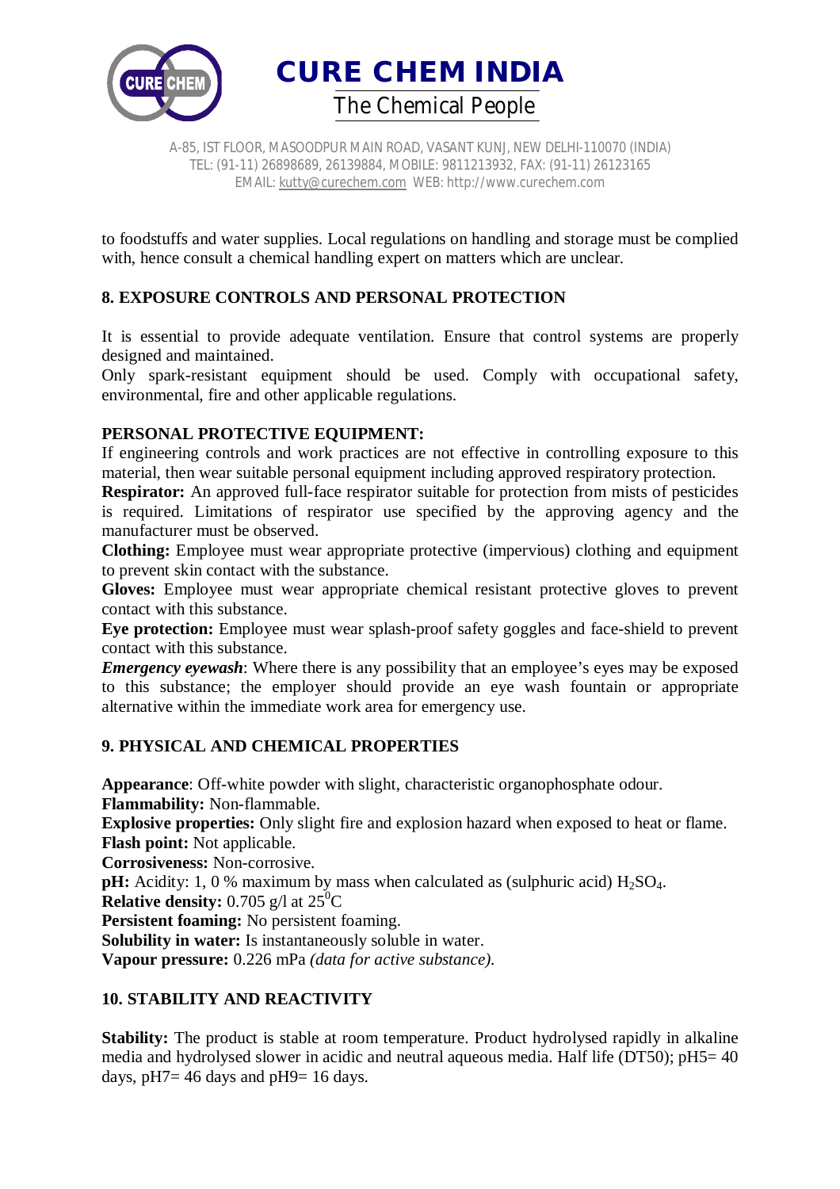to foodstuffs and water supplies. Local regulations on handling and storage must be complied with, hence consult a chemical handling expert on matters which are unclear.

## 8. EXPOSURE CONTROLS AND PERSONAL PROTECTION

It is essential to provide adequate ventilation. Ensure that control systems are properly designed and maintained.
Only spark-resistant equipment should be used. Comply with occupational safety, environmental, fire and other applicable regulations.

### PERSONAL PROTECTIVE EQUIPMENT:

If engineering controls and work practices are not effective in controlling exposure to this material, then wear suitable personal equipment including approved respiratory protection.
**Respirator:** An approved full-face respirator suitable for protection from mists of pesticides is required. Limitations of respirator use specified by the approving agency and the manufacturer must be observed.
**Clothing:** Employee must wear appropriate protective (impervious) clothing and equipment to prevent skin contact with the substance.
**Gloves:** Employee must wear appropriate chemical resistant protective gloves to prevent contact with this substance.
**Eye protection:** Employee must wear splash-proof safety goggles and face-shield to prevent contact with this substance.
***Emergency eyewash***: Where there is any possibility that an employee's eyes may be exposed to this substance; the employer should provide an eye wash fountain or appropriate alternative within the immediate work area for emergency use.

## 9. PHYSICAL AND CHEMICAL PROPERTIES

**Appearance**: Off-white powder with slight, characteristic organophosphate odour.
**Flammability:** Non-flammable.
**Explosive properties:** Only slight fire and explosion hazard when exposed to heat or flame.
**Flash point:** Not applicable.
**Corrosiveness:** Non-corrosive.
**pH:** Acidity: 1, 0 % maximum by mass when calculated as (sulphuric acid) $H_2SO_4$.
**Relative density:** 0.705 g/l at $25^0$C
**Persistent foaming:** No persistent foaming.
**Solubility in water:** Is instantaneously soluble in water.
**Vapour pressure:** 0.226 mPa *(data for active substance).*

## 10. STABILITY AND REACTIVITY

**Stability:** The product is stable at room temperature. Product hydrolysed rapidly in alkaline media and hydrolysed slower in acidic and neutral aqueous media. Half life (DT50); pH5= 40 days, pH7= 46 days and pH9= 16 days.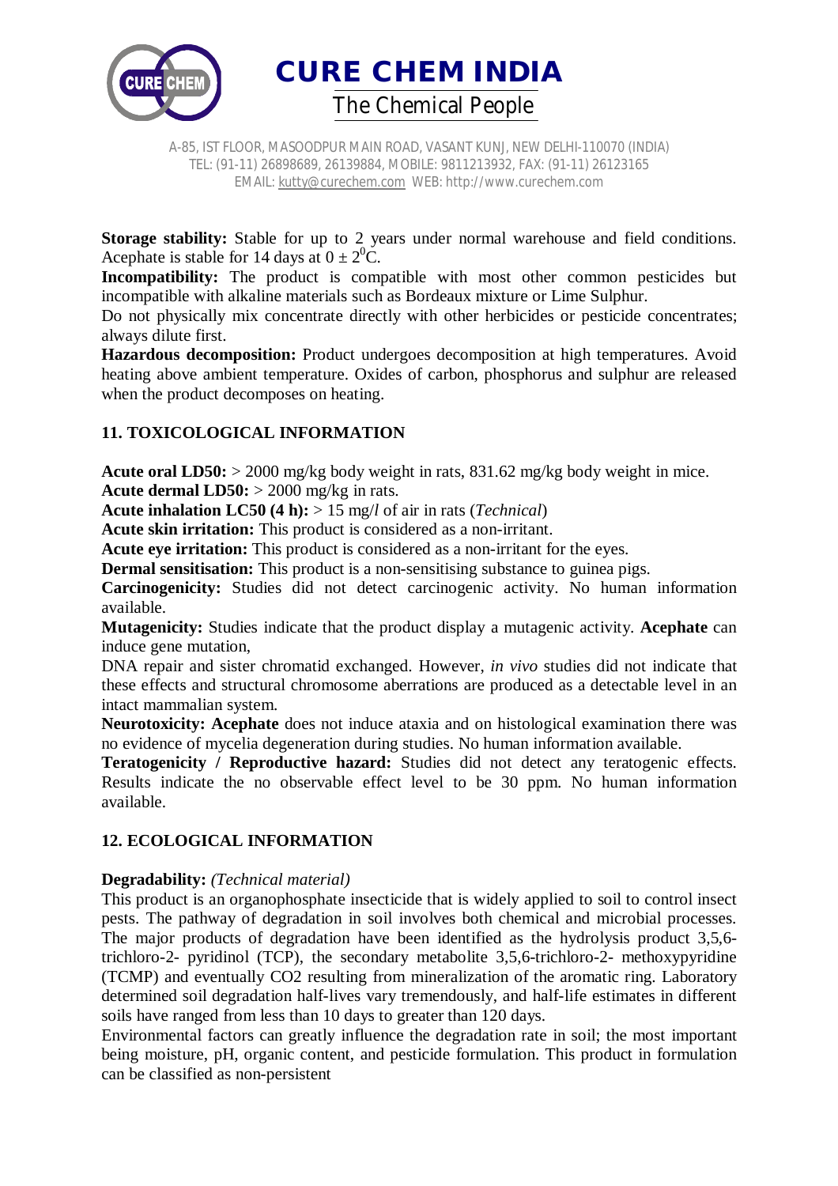**Storage stability:** Stable for up to 2 years under normal warehouse and field conditions. Acephate is stable for 14 days at $0 \pm 2^0$C.

**Incompatibility:** The product is compatible with most other common pesticides but incompatible with alkaline materials such as Bordeaux mixture or Lime Sulphur.

Do not physically mix concentrate directly with other herbicides or pesticide concentrates; always dilute first.

**Hazardous decomposition:** Product undergoes decomposition at high temperatures. Avoid heating above ambient temperature. Oxides of carbon, phosphorus and sulphur are released when the product decomposes on heating.

## 11. TOXICOLOGICAL INFORMATION

**Acute oral LD50:** > 2000 mg/kg body weight in rats, 831.62 mg/kg body weight in mice.
**Acute dermal LD50:** > 2000 mg/kg in rats.
**Acute inhalation LC50 (4 h):** > 15 mg/*l* of air in rats (*Technical*)
**Acute skin irritation:** This product is considered as a non-irritant.
**Acute eye irritation:** This product is considered as a non-irritant for the eyes.
**Dermal sensitisation:** This product is a non-sensitising substance to guinea pigs.
**Carcinogenicity:** Studies did not detect carcinogenic activity. No human information available.
**Mutagenicity:** Studies indicate that the product display a mutagenic activity. **Acephate** can induce gene mutation,
DNA repair and sister chromatid exchanged. However, *in vivo* studies did not indicate that these effects and structural chromosome aberrations are produced as a detectable level in an intact mammalian system.
**Neurotoxicity: Acephate** does not induce ataxia and on histological examination there was no evidence of mycelia degeneration during studies. No human information available.
**Teratogenicity / Reproductive hazard:** Studies did not detect any teratogenic effects. Results indicate the no observable effect level to be 30 ppm. No human information available.

## 12. ECOLOGICAL INFORMATION

**Degradability:** *(Technical material)*
This product is an organophosphate insecticide that is widely applied to soil to control insect pests. The pathway of degradation in soil involves both chemical and microbial processes. The major products of degradation have been identified as the hydrolysis product 3,5,6-trichloro-2- pyridinol (TCP), the secondary metabolite 3,5,6-trichloro-2- methoxypyridine (TCMP) and eventually $CO_2$ resulting from mineralization of the aromatic ring. Laboratory determined soil degradation half-lives vary tremendously, and half-life estimates in different soils have ranged from less than 10 days to greater than 120 days.

Environmental factors can greatly influence the degradation rate in soil; the most important being moisture, pH, organic content, and pesticide formulation. This product in formulation can be classified as non-persistent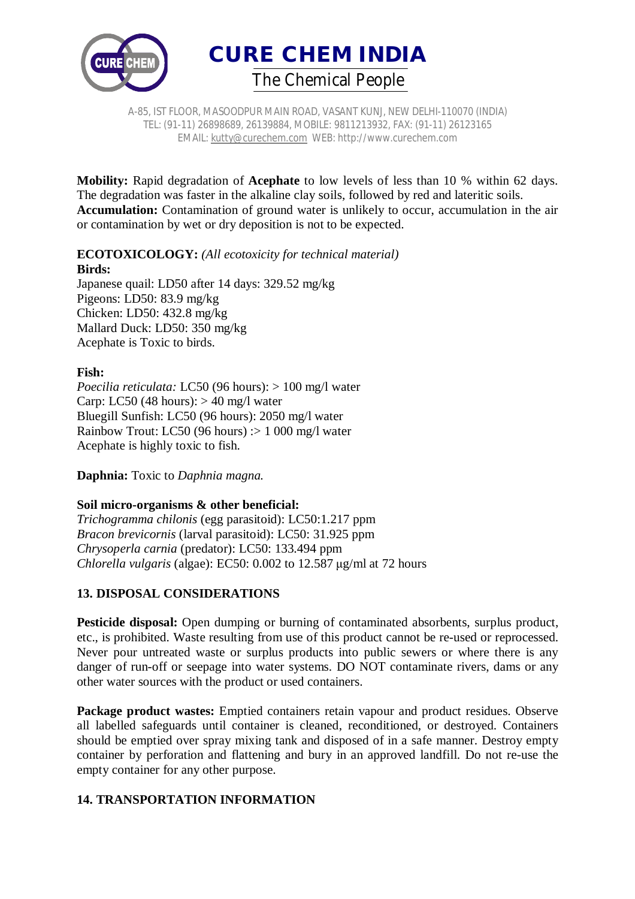**Mobility:** Rapid degradation of **Acephate** to low levels of less than 10 % within 62 days. The degradation was faster in the alkaline clay soils, followed by red and lateritic soils.
**Accumulation:** Contamination of ground water is unlikely to occur, accumulation in the air or contamination by wet or dry deposition is not to be expected.

**ECOTOXICOLOGY:** *(All ecotoxicity for technical material)*
**Birds:**
Japanese quail: LD50 after 14 days: 329.52 mg/kg
Pigeons: LD50: 83.9 mg/kg
Chicken: LD50: 432.8 mg/kg
Mallard Duck: LD50: 350 mg/kg
Acephate is Toxic to birds.

**Fish:**
*Poecilia reticulata:* LC50 (96 hours): > 100 mg/l water
Carp: LC50 (48 hours): > 40 mg/l water
Bluegill Sunfish: LC50 (96 hours): 2050 mg/l water
Rainbow Trout: LC50 (96 hours) :> 1 000 mg/l water
Acephate is highly toxic to fish.

**Daphnia:** Toxic to *Daphnia magna.*

**Soil micro-organisms & other beneficial:**
*Trichogramma chilonis* (egg parasitoid): LC50:1.217 ppm
*Bracon brevicornis* (larval parasitoid): LC50: 31.925 ppm
*Chrysoperla carnia* (predator): LC50: 133.494 ppm
*Chlorella vulgaris* (algae): EC50: 0.002 to 12.587 µg/ml at 72 hours

## 13. DISPOSAL CONSIDERATIONS

**Pesticide disposal:** Open dumping or burning of contaminated absorbents, surplus product, etc., is prohibited. Waste resulting from use of this product cannot be re-used or reprocessed. Never pour untreated waste or surplus products into public sewers or where there is any danger of run-off or seepage into water systems. DO NOT contaminate rivers, dams or any other water sources with the product or used containers.

**Package product wastes:** Emptied containers retain vapour and product residues. Observe all labelled safeguards until container is cleaned, reconditioned, or destroyed. Containers should be emptied over spray mixing tank and disposed of in a safe manner. Destroy empty container by perforation and flattening and bury in an approved landfill. Do not re-use the empty container for any other purpose.

## 14. TRANSPORTATION INFORMATION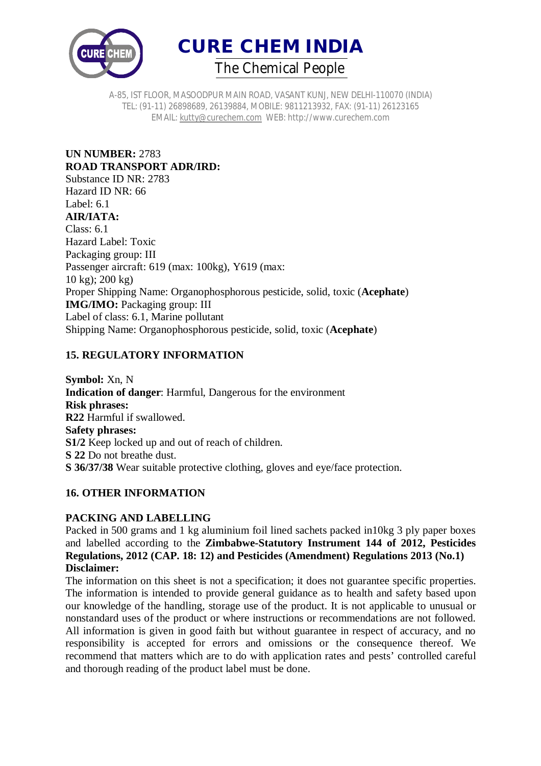**UN NUMBER:** 2783
**ROAD TRANSPORT ADR/IRD:**
Substance ID NR: 2783
Hazard ID NR: 66
Label: 6.1
**AIR/IATA:**
Class: 6.1
Hazard Label: Toxic
Packaging group: III
Passenger aircraft: 619 (max: 100kg), Y619 (max: 10 kg); 200 kg)
Proper Shipping Name: Organophosphorous pesticide, solid, toxic (**Acephate**)
**IMG/IMO:** Packaging group: III
Label of class: 6.1, Marine pollutant
Shipping Name: Organophosphorous pesticide, solid, toxic (**Acephate**)

## 15. REGULATORY INFORMATION

**Symbol:** Xn, N
**Indication of danger**: Harmful, Dangerous for the environment
**Risk phrases:**
**R22** Harmful if swallowed.
**Safety phrases:**
**S1/2** Keep locked up and out of reach of children.
**S 22** Do not breathe dust.
**S 36/37/38** Wear suitable protective clothing, gloves and eye/face protection.

## 16. OTHER INFORMATION

**PACKING AND LABELLING**
Packed in 500 grams and 1 kg aluminium foil lined sachets packed in10kg 3 ply paper boxes and labelled according to the **Zimbabwe-Statutory Instrument 144 of 2012, Pesticides Regulations, 2012 (CAP. 18: 12) and Pesticides (Amendment) Regulations 2013 (No.1)**
**Disclaimer:**
The information on this sheet is not a specification; it does not guarantee specific properties. The information is intended to provide general guidance as to health and safety based upon our knowledge of the handling, storage use of the product. It is not applicable to unusual or nonstandard uses of the product or where instructions or recommendations are not followed. All information is given in good faith but without guarantee in respect of accuracy, and no responsibility is accepted for errors and omissions or the consequence thereof. We recommend that matters which are to do with application rates and pests' controlled careful and thorough reading of the product label must be done.